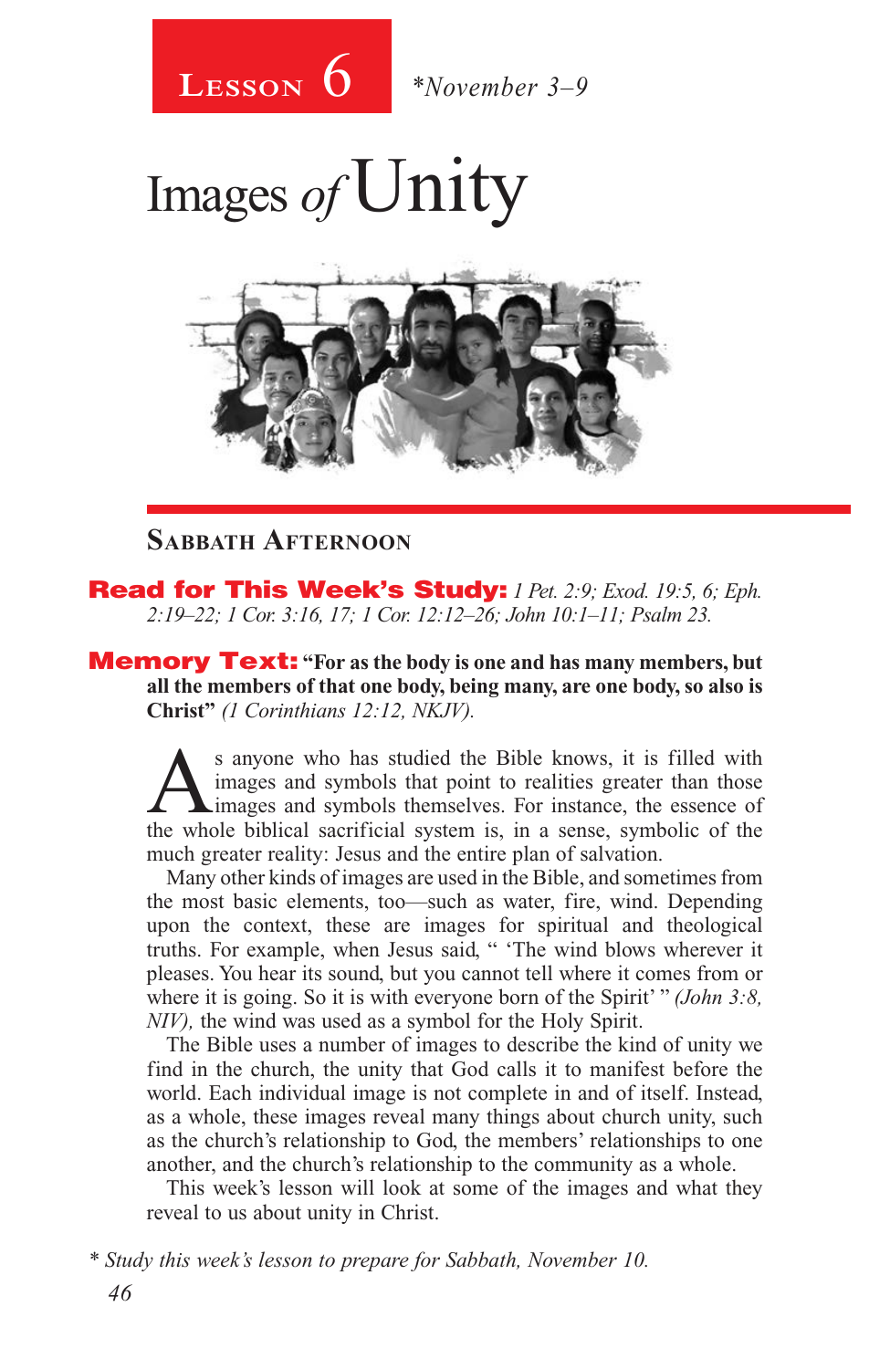# Lesson 6 *November 3–9

# Images of Unity

## Sabbath Afternoon

**Read for This Week's Study:** *1 Pet. 2:9; Exod. 19:5, 6; Eph. 2:19–22; 1 Cor. 3:16, 17; 1 Cor. 12:12–26; John 10:1–11; Psalm 23.*

**Memory Text:** **"For as the body is one and has many members, but all the members of that one body, being many, are one body, so also is Christ"** *(1 Corinthians 12:12, NKJV).*

As anyone who has studied the Bible knows, it is filled with images and symbols that point to realities greater than those images and symbols themselves. For instance, the essence of the whole biblical sacrificial system is, in a sense, symbolic of the much greater reality: Jesus and the entire plan of salvation.

Many other kinds of images are used in the Bible, and sometimes from the most basic elements, too—such as water, fire, wind. Depending upon the context, these are images for spiritual and theological truths. For example, when Jesus said, " 'The wind blows wherever it pleases. You hear its sound, but you cannot tell where it comes from or where it is going. So it is with everyone born of the Spirit' " *(John 3:8, NIV),* the wind was used as a symbol for the Holy Spirit.

The Bible uses a number of images to describe the kind of unity we find in the church, the unity that God calls it to manifest before the world. Each individual image is not complete in and of itself. Instead, as a whole, these images reveal many things about church unity, such as the church's relationship to God, the members' relationships to one another, and the church's relationship to the community as a whole.

This week's lesson will look at some of the images and what they reveal to us about unity in Christ.

*\* Study this week's lesson to prepare for Sabbath, November 10.*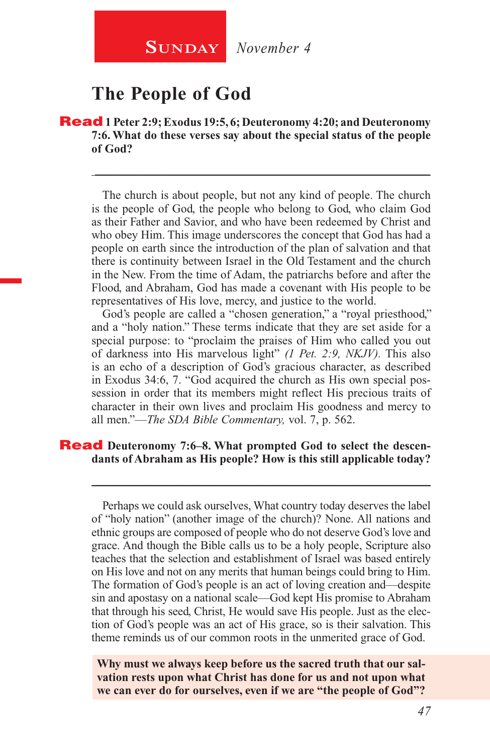**Sunday** *November 4*

# The People of God

**Read 1 Peter 2:9; Exodus 19:5, 6; Deuteronomy 4:20; and Deuteronomy 7:6. What do these verses say about the special status of the people of God?**

---

The church is about people, but not any kind of people. The church is the people of God, the people who belong to God, who claim God as their Father and Savior, and who have been redeemed by Christ and who obey Him. This image underscores the concept that God has had a people on earth since the introduction of the plan of salvation and that there is continuity between Israel in the Old Testament and the church in the New. From the time of Adam, the patriarchs before and after the Flood, and Abraham, God has made a covenant with His people to be representatives of His love, mercy, and justice to the world.

God's people are called a "chosen generation," a "royal priesthood," and a "holy nation." These terms indicate that they are set aside for a special purpose: to "proclaim the praises of Him who called you out of darkness into His marvelous light" *(1 Pet. 2:9, NKJV).* This also is an echo of a description of God's gracious character, as described in Exodus 34:6, 7. "God acquired the church as His own special possession in order that its members might reflect His precious traits of character in their own lives and proclaim His goodness and mercy to all men."—*The SDA Bible Commentary,* vol. 7, p. 562.

**Read Deuteronomy 7:6–8. What prompted God to select the descendants of Abraham as His people? How is this still applicable today?**

---

Perhaps we could ask ourselves, What country today deserves the label of "holy nation" (another image of the church)? None. All nations and ethnic groups are composed of people who do not deserve God's love and grace. And though the Bible calls us to be a holy people, Scripture also teaches that the selection and establishment of Israel was based entirely on His love and not on any merits that human beings could bring to Him. The formation of God's people is an act of loving creation and—despite sin and apostasy on a national scale—God kept His promise to Abraham that through his seed, Christ, He would save His people. Just as the election of God's people was an act of His grace, so is their salvation. This theme reminds us of our common roots in the unmerited grace of God.

**Why must we always keep before us the sacred truth that our salvation rests upon what Christ has done for us and not upon what we can ever do for ourselves, even if we are "the people of God"?**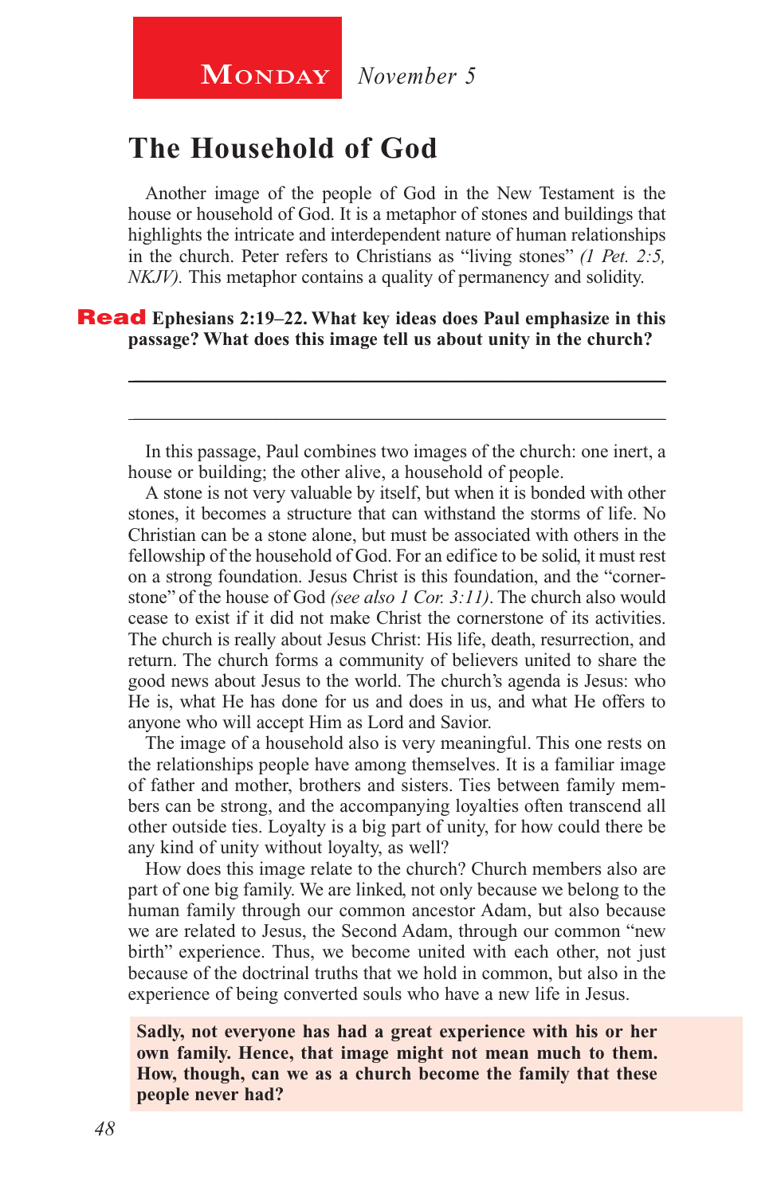**Monday** *November 5*

# The Household of God

Another image of the people of God in the New Testament is the house or household of God. It is a metaphor of stones and buildings that highlights the intricate and interdependent nature of human relationships in the church. Peter refers to Christians as "living stones" *(1 Pet. 2:5, NKJV)*. This metaphor contains a quality of permanency and solidity.

**Read Ephesians 2:19–22. What key ideas does Paul emphasize in this passage? What does this image tell us about unity in the church?**

---

---

In this passage, Paul combines two images of the church: one inert, a house or building; the other alive, a household of people.

A stone is not very valuable by itself, but when it is bonded with other stones, it becomes a structure that can withstand the storms of life. No Christian can be a stone alone, but must be associated with others in the fellowship of the household of God. For an edifice to be solid, it must rest on a strong foundation. Jesus Christ is this foundation, and the "cornerstone" of the house of God *(see also 1 Cor. 3:11)*. The church also would cease to exist if it did not make Christ the cornerstone of its activities. The church is really about Jesus Christ: His life, death, resurrection, and return. The church forms a community of believers united to share the good news about Jesus to the world. The church's agenda is Jesus: who He is, what He has done for us and does in us, and what He offers to anyone who will accept Him as Lord and Savior.

The image of a household also is very meaningful. This one rests on the relationships people have among themselves. It is a familiar image of father and mother, brothers and sisters. Ties between family members can be strong, and the accompanying loyalties often transcend all other outside ties. Loyalty is a big part of unity, for how could there be any kind of unity without loyalty, as well?

How does this image relate to the church? Church members also are part of one big family. We are linked, not only because we belong to the human family through our common ancestor Adam, but also because we are related to Jesus, the Second Adam, through our common "new birth" experience. Thus, we become united with each other, not just because of the doctrinal truths that we hold in common, but also in the experience of being converted souls who have a new life in Jesus.

**Sadly, not everyone has had a great experience with his or her own family. Hence, that image might not mean much to them. How, though, can we as a church become the family that these people never had?**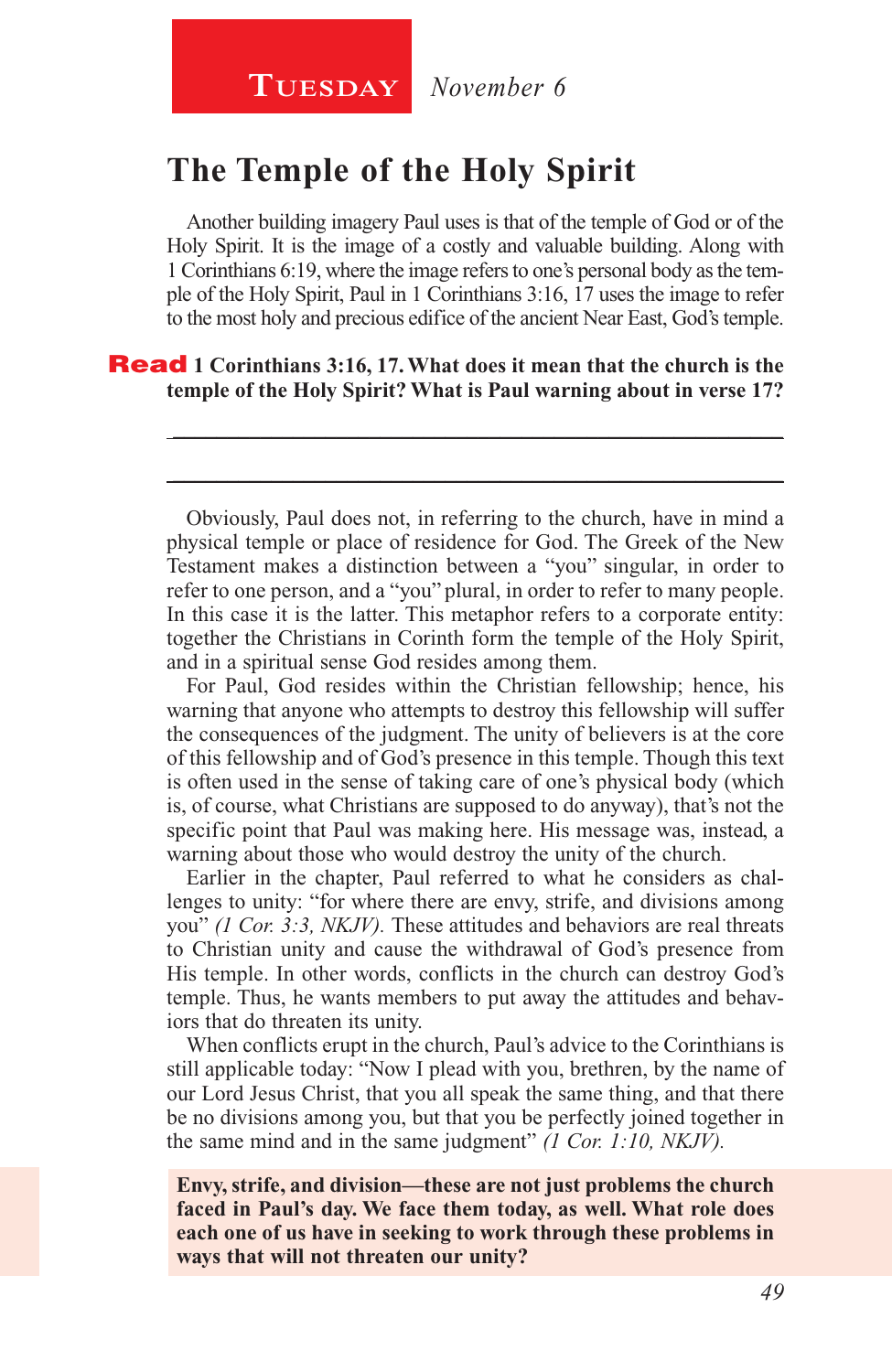**Tuesday** *November 6*

# The Temple of the Holy Spirit

Another building imagery Paul uses is that of the temple of God or of the Holy Spirit. It is the image of a costly and valuable building. Along with 1 Corinthians 6:19, where the image refers to one's personal body as the temple of the Holy Spirit, Paul in 1 Corinthians 3:16, 17 uses the image to refer to the most holy and precious edifice of the ancient Near East, God's temple.

**Read 1 Corinthians 3:16, 17. What does it mean that the church is the temple of the Holy Spirit? What is Paul warning about in verse 17?**

_______________________________________________

_______________________________________________

Obviously, Paul does not, in referring to the church, have in mind a physical temple or place of residence for God. The Greek of the New Testament makes a distinction between a "you" singular, in order to refer to one person, and a "you" plural, in order to refer to many people. In this case it is the latter. This metaphor refers to a corporate entity: together the Christians in Corinth form the temple of the Holy Spirit, and in a spiritual sense God resides among them.

For Paul, God resides within the Christian fellowship; hence, his warning that anyone who attempts to destroy this fellowship will suffer the consequences of the judgment. The unity of believers is at the core of this fellowship and of God's presence in this temple. Though this text is often used in the sense of taking care of one's physical body (which is, of course, what Christians are supposed to do anyway), that's not the specific point that Paul was making here. His message was, instead, a warning about those who would destroy the unity of the church.

Earlier in the chapter, Paul referred to what he considers as challenges to unity: "for where there are envy, strife, and divisions among you" *(1 Cor. 3:3, NKJV).* These attitudes and behaviors are real threats to Christian unity and cause the withdrawal of God's presence from His temple. In other words, conflicts in the church can destroy God's temple. Thus, he wants members to put away the attitudes and behaviors that do threaten its unity.

When conflicts erupt in the church, Paul's advice to the Corinthians is still applicable today: "Now I plead with you, brethren, by the name of our Lord Jesus Christ, that you all speak the same thing, and that there be no divisions among you, but that you be perfectly joined together in the same mind and in the same judgment" *(1 Cor. 1:10, NKJV).*

**Envy, strife, and division—these are not just problems the church faced in Paul's day. We face them today, as well. What role does each one of us have in seeking to work through these problems in ways that will not threaten our unity?**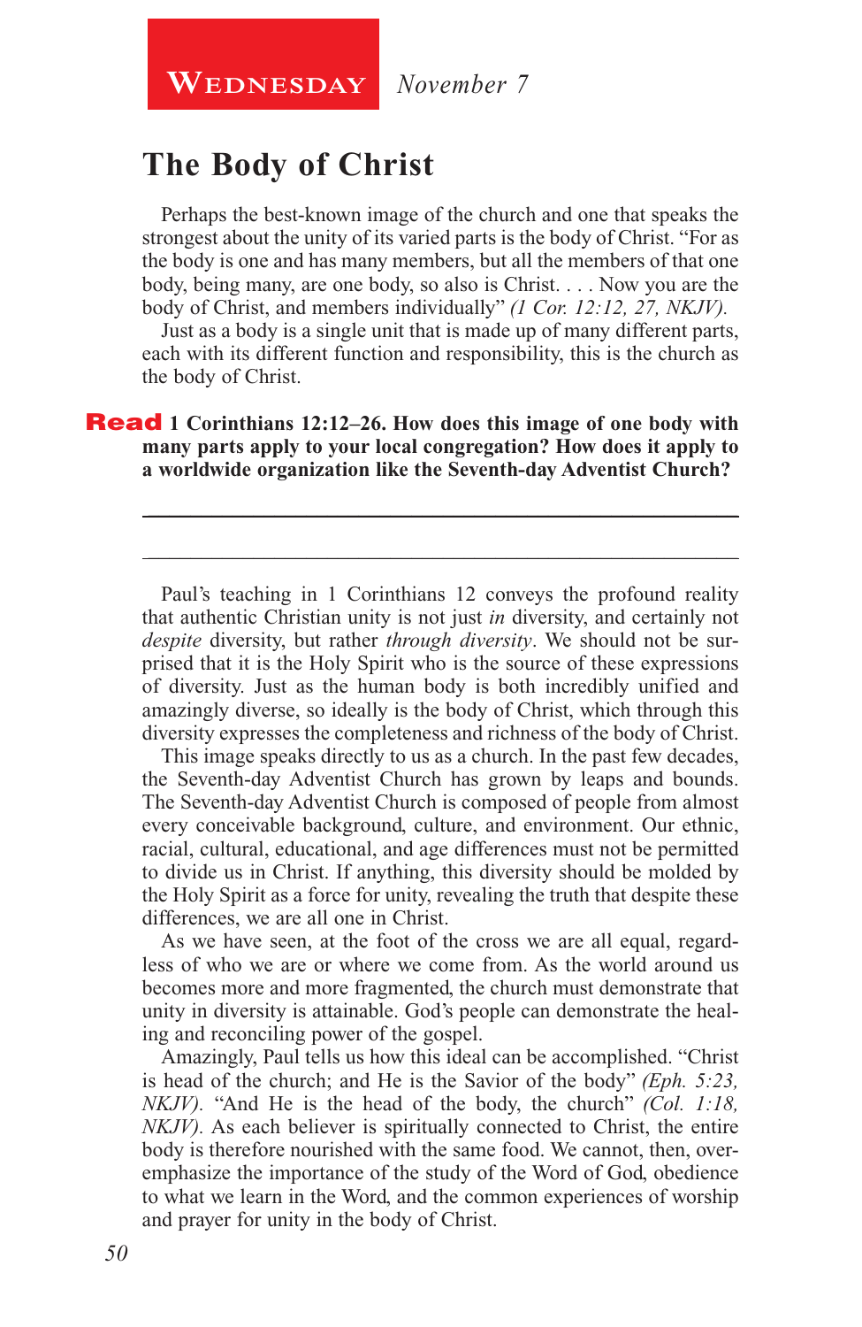**Wednesday** *November 7*

## The Body of Christ

Perhaps the best-known image of the church and one that speaks the strongest about the unity of its varied parts is the body of Christ. "For as the body is one and has many members, but all the members of that one body, being many, are one body, so also is Christ. . . . Now you are the body of Christ, and members individually" *(1 Cor. 12:12, 27, NKJV).*

Just as a body is a single unit that is made up of many different parts, each with its different function and responsibility, this is the church as the body of Christ.

**Read 1 Corinthians 12:12–26. How does this image of one body with many parts apply to your local congregation? How does it apply to a worldwide organization like the Seventh-day Adventist Church?**

_______________________________________________

_______________________________________________

Paul's teaching in 1 Corinthians 12 conveys the profound reality that authentic Christian unity is not just *in* diversity, and certainly not *despite* diversity, but rather *through diversity*. We should not be surprised that it is the Holy Spirit who is the source of these expressions of diversity. Just as the human body is both incredibly unified and amazingly diverse, so ideally is the body of Christ, which through this diversity expresses the completeness and richness of the body of Christ.

This image speaks directly to us as a church. In the past few decades, the Seventh-day Adventist Church has grown by leaps and bounds. The Seventh-day Adventist Church is composed of people from almost every conceivable background, culture, and environment. Our ethnic, racial, cultural, educational, and age differences must not be permitted to divide us in Christ. If anything, this diversity should be molded by the Holy Spirit as a force for unity, revealing the truth that despite these differences, we are all one in Christ.

As we have seen, at the foot of the cross we are all equal, regardless of who we are or where we come from. As the world around us becomes more and more fragmented, the church must demonstrate that unity in diversity is attainable. God's people can demonstrate the healing and reconciling power of the gospel.

Amazingly, Paul tells us how this ideal can be accomplished. "Christ is head of the church; and He is the Savior of the body" *(Eph. 5:23, NKJV).* "And He is the head of the body, the church" *(Col. 1:18, NKJV).* As each believer is spiritually connected to Christ, the entire body is therefore nourished with the same food. We cannot, then, overemphasize the importance of the study of the Word of God, obedience to what we learn in the Word, and the common experiences of worship and prayer for unity in the body of Christ.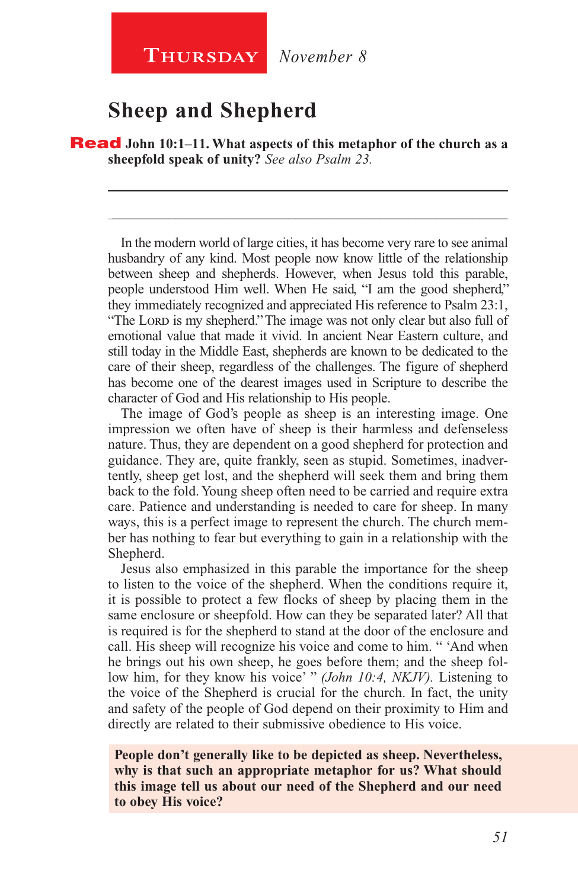**Thursday** *November 8*

## Sheep and Shepherd

**Read John 10:1–11. What aspects of this metaphor of the church as a sheepfold speak of unity?** *See also Psalm 23.*

\_\_\_\_\_\_\_\_\_\_\_\_\_\_\_\_\_\_\_\_\_\_\_\_\_\_\_\_\_\_\_\_\_\_\_\_\_\_\_\_\_\_\_\_\_\_\_\_\_\_\_\_\_\_\_\_\_\_

\_\_\_\_\_\_\_\_\_\_\_\_\_\_\_\_\_\_\_\_\_\_\_\_\_\_\_\_\_\_\_\_\_\_\_\_\_\_\_\_\_\_\_\_\_\_\_\_\_\_\_\_\_\_\_\_\_\_

In the modern world of large cities, it has become very rare to see animal husbandry of any kind. Most people now know little of the relationship between sheep and shepherds. However, when Jesus told this parable, people understood Him well. When He said, "I am the good shepherd," they immediately recognized and appreciated His reference to Psalm 23:1, "The Lord is my shepherd." The image was not only clear but also full of emotional value that made it vivid. In ancient Near Eastern culture, and still today in the Middle East, shepherds are known to be dedicated to the care of their sheep, regardless of the challenges. The figure of shepherd has become one of the dearest images used in Scripture to describe the character of God and His relationship to His people.

The image of God's people as sheep is an interesting image. One impression we often have of sheep is their harmless and defenseless nature. Thus, they are dependent on a good shepherd for protection and guidance. They are, quite frankly, seen as stupid. Sometimes, inadvertently, sheep get lost, and the shepherd will seek them and bring them back to the fold. Young sheep often need to be carried and require extra care. Patience and understanding is needed to care for sheep. In many ways, this is a perfect image to represent the church. The church member has nothing to fear but everything to gain in a relationship with the Shepherd.

Jesus also emphasized in this parable the importance for the sheep to listen to the voice of the shepherd. When the conditions require it, it is possible to protect a few flocks of sheep by placing them in the same enclosure or sheepfold. How can they be separated later? All that is required is for the shepherd to stand at the door of the enclosure and call. His sheep will recognize his voice and come to him. " 'And when he brings out his own sheep, he goes before them; and the sheep follow him, for they know his voice' " *(John 10:4, NKJV)*. Listening to the voice of the Shepherd is crucial for the church. In fact, the unity and safety of the people of God depend on their proximity to Him and directly are related to their submissive obedience to His voice.

**People don't generally like to be depicted as sheep. Nevertheless, why is that such an appropriate metaphor for us? What should this image tell us about our need of the Shepherd and our need to obey His voice?**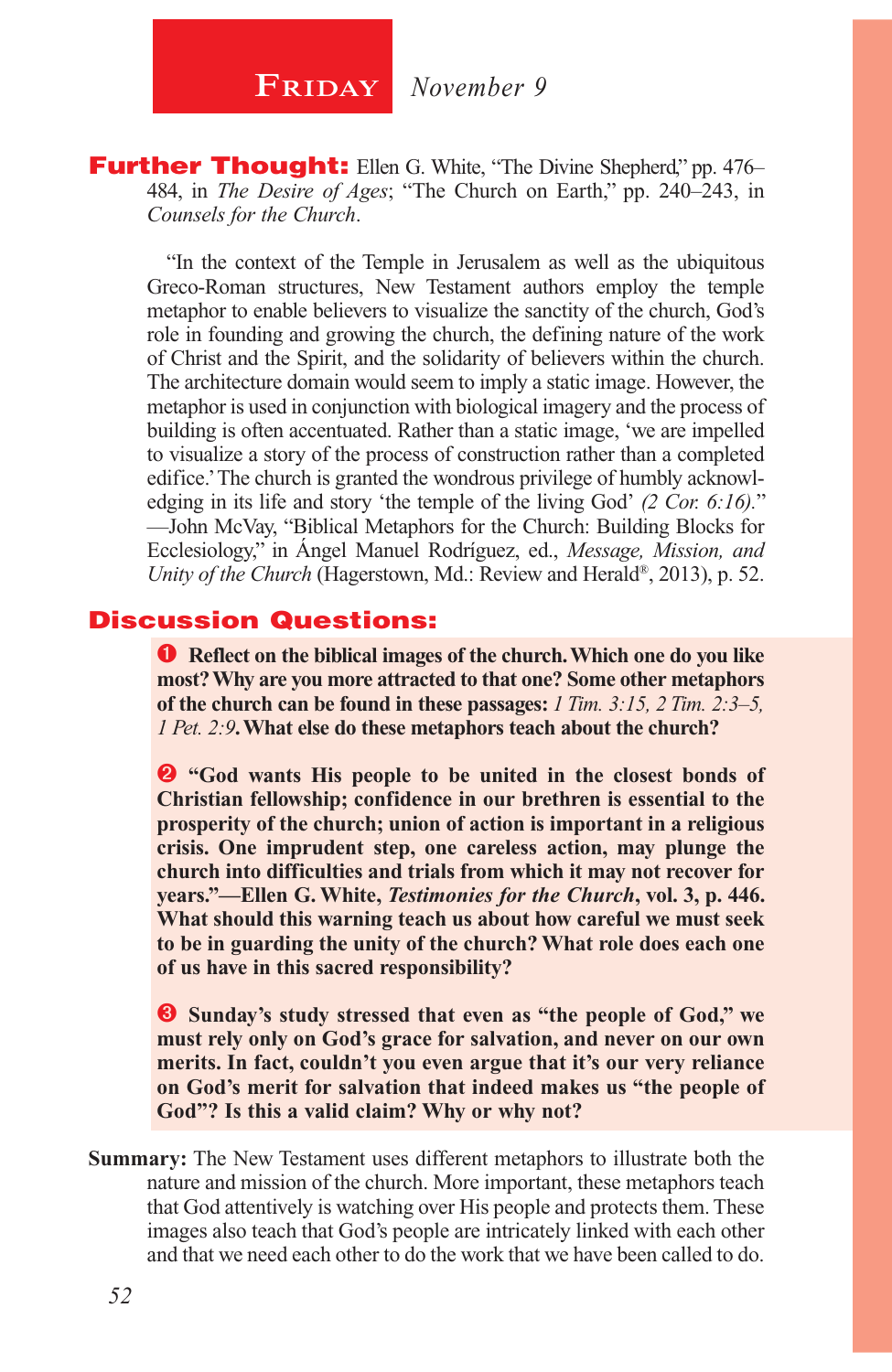# Friday *November 9*

**Further Thought:** Ellen G. White, "The Divine Shepherd," pp. 476–484, in *The Desire of Ages*; "The Church on Earth," pp. 240–243, in *Counsels for the Church*.

"In the context of the Temple in Jerusalem as well as the ubiquitous Greco-Roman structures, New Testament authors employ the temple metaphor to enable believers to visualize the sanctity of the church, God's role in founding and growing the church, the defining nature of the work of Christ and the Spirit, and the solidarity of believers within the church. The architecture domain would seem to imply a static image. However, the metaphor is used in conjunction with biological imagery and the process of building is often accentuated. Rather than a static image, 'we are impelled to visualize a story of the process of construction rather than a completed edifice.' The church is granted the wondrous privilege of humbly acknowledging in its life and story 'the temple of the living God' *(2 Cor. 6:16)*."—John McVay, "Biblical Metaphors for the Church: Building Blocks for Ecclesiology," in Ángel Manuel Rodríguez, ed., *Message, Mission, and Unity of the Church* (Hagerstown, Md.: Review and Herald®, 2013), p. 52.

## Discussion Questions:

1. **Reflect on the biblical images of the church. Which one do you like most? Why are you more attracted to that one? Some other metaphors of the church can be found in these passages:** *1 Tim. 3:15, 2 Tim. 2:3–5, 1 Pet. 2:9*. **What else do these metaphors teach about the church?**

2. **"God wants His people to be united in the closest bonds of Christian fellowship; confidence in our brethren is essential to the prosperity of the church; union of action is important in a religious crisis. One imprudent step, one careless action, may plunge the church into difficulties and trials from which it may not recover for years."—Ellen G. White, *Testimonies for the Church*, vol. 3, p. 446. What should this warning teach us about how careful we must seek to be in guarding the unity of the church? What role does each one of us have in this sacred responsibility?**

3. **Sunday's study stressed that even as "the people of God," we must rely only on God's grace for salvation, and never on our own merits. In fact, couldn't you even argue that it's our very reliance on God's merit for salvation that indeed makes us "the people of God"? Is this a valid claim? Why or why not?**

**Summary:** The New Testament uses different metaphors to illustrate both the nature and mission of the church. More important, these metaphors teach that God attentively is watching over His people and protects them. These images also teach that God's people are intricately linked with each other and that we need each other to do the work that we have been called to do.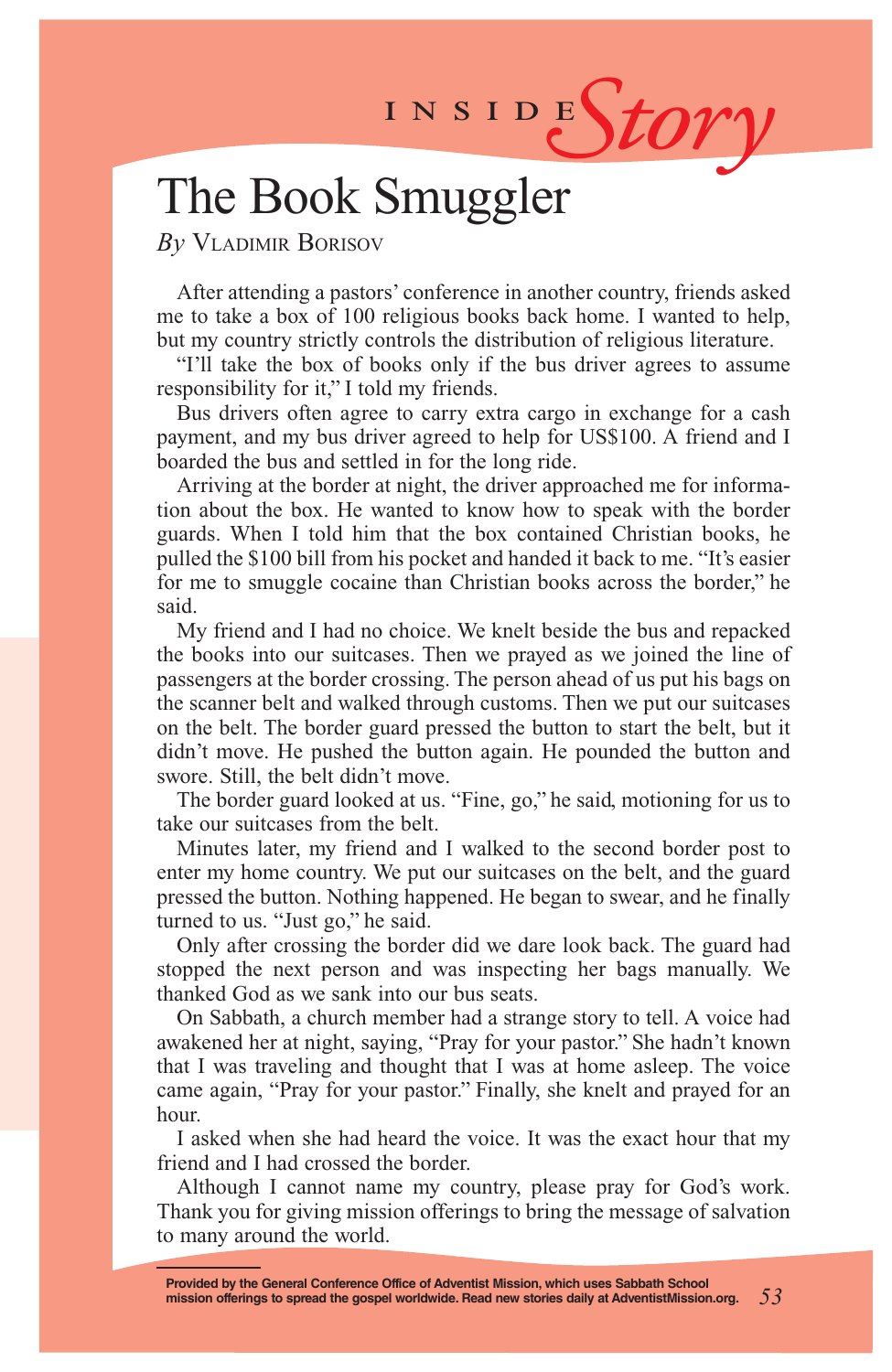INSIDE *Story*

# The Book Smuggler

*By* Vladimir Borisov

After attending a pastors' conference in another country, friends asked me to take a box of 100 religious books back home. I wanted to help, but my country strictly controls the distribution of religious literature.

"I'll take the box of books only if the bus driver agrees to assume responsibility for it," I told my friends.

Bus drivers often agree to carry extra cargo in exchange for a cash payment, and my bus driver agreed to help for US$100. A friend and I boarded the bus and settled in for the long ride.

Arriving at the border at night, the driver approached me for information about the box. He wanted to know how to speak with the border guards. When I told him that the box contained Christian books, he pulled the $100 bill from his pocket and handed it back to me. "It's easier for me to smuggle cocaine than Christian books across the border," he said.

My friend and I had no choice. We knelt beside the bus and repacked the books into our suitcases. Then we prayed as we joined the line of passengers at the border crossing. The person ahead of us put his bags on the scanner belt and walked through customs. Then we put our suitcases on the belt. The border guard pressed the button to start the belt, but it didn't move. He pushed the button again. He pounded the button and swore. Still, the belt didn't move.

The border guard looked at us. "Fine, go," he said, motioning for us to take our suitcases from the belt.

Minutes later, my friend and I walked to the second border post to enter my home country. We put our suitcases on the belt, and the guard pressed the button. Nothing happened. He began to swear, and he finally turned to us. "Just go," he said.

Only after crossing the border did we dare look back. The guard had stopped the next person and was inspecting her bags manually. We thanked God as we sank into our bus seats.

On Sabbath, a church member had a strange story to tell. A voice had awakened her at night, saying, "Pray for your pastor." She hadn't known that I was traveling and thought that I was at home asleep. The voice came again, "Pray for your pastor." Finally, she knelt and prayed for an hour.

I asked when she had heard the voice. It was the exact hour that my friend and I had crossed the border.

Although I cannot name my country, please pray for God's work. Thank you for giving mission offerings to bring the message of salvation to many around the world.

**Provided by the General Conference Office of Adventist Mission, which uses Sabbath School mission offerings to spread the gospel worldwide. Read new stories daily at AdventistMission.org.**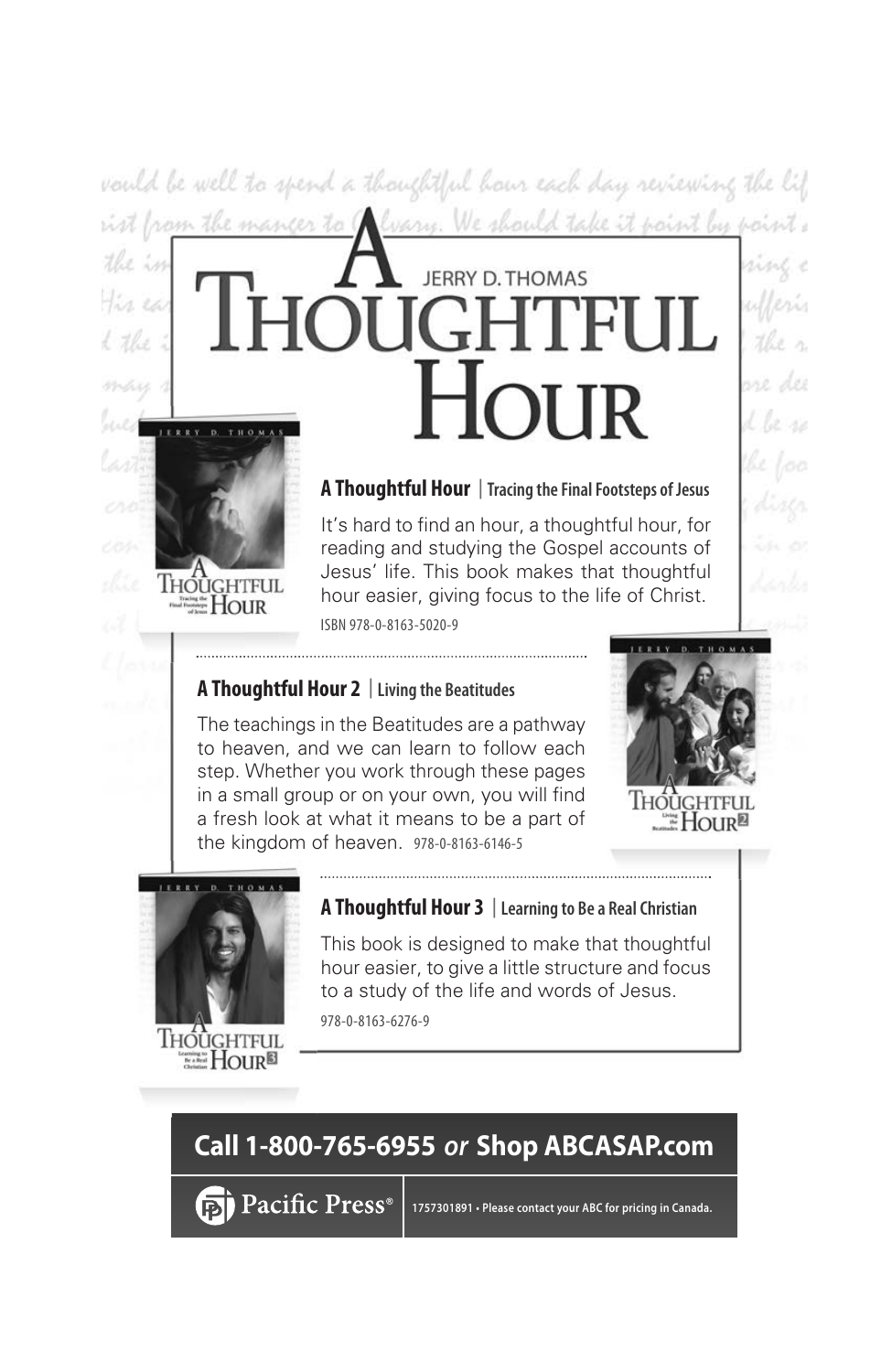# A Thoughtful Hour

JERRY D. THOMAS

**A Thoughtful Hour** | **Tracing the Final Footsteps of Jesus**

It's hard to find an hour, a thoughtful hour, for reading and studying the Gospel accounts of Jesus' life. This book makes that thoughtful hour easier, giving focus to the life of Christ.

ISBN 978-0-8163-5020-9

**A Thoughtful Hour 2** | **Living the Beatitudes**

The teachings in the Beatitudes are a pathway to heaven, and we can learn to follow each step. Whether you work through these pages in a small group or on your own, you will find a fresh look at what it means to be a part of the kingdom of heaven. 978-0-8163-6146-5

**A Thoughtful Hour 3** | **Learning to Be a Real Christian**

This book is designed to make that thoughtful hour easier, to give a little structure and focus to a study of the life and words of Jesus.

978-0-8163-6276-9

**Call 1-800-765-6955 *or* Shop ABCASAP.com**

Pacific Press®

1757301891 • Please contact your ABC for pricing in Canada.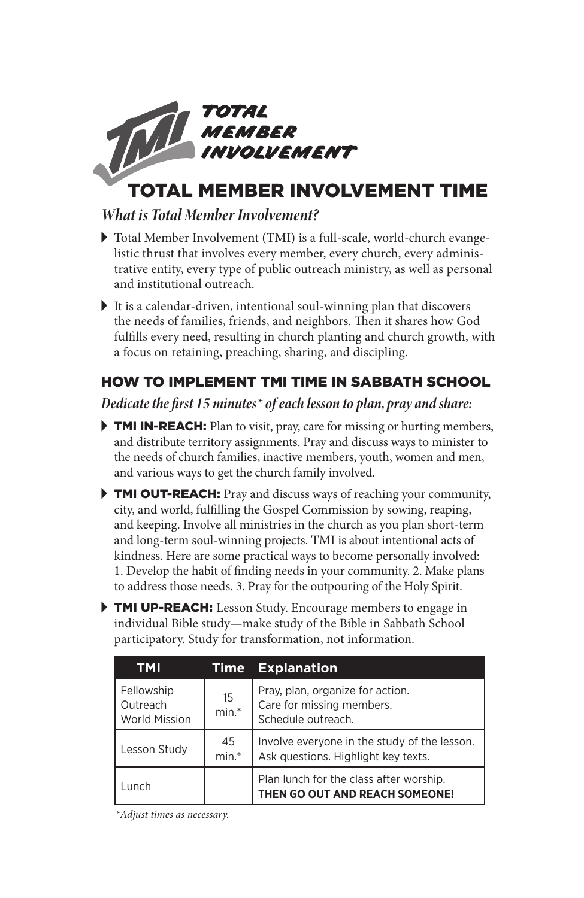# TOTAL MEMBER INVOLVEMENT TIME

## *What is Total Member Involvement?*

- Total Member Involvement (TMI) is a full-scale, world-church evangelistic thrust that involves every member, every church, every administrative entity, every type of public outreach ministry, as well as personal and institutional outreach.
- It is a calendar-driven, intentional soul-winning plan that discovers the needs of families, friends, and neighbors. Then it shares how God fulfills every need, resulting in church planting and church growth, with a focus on retaining, preaching, sharing, and discipling.

## HOW TO IMPLEMENT TMI TIME IN SABBATH SCHOOL

### *Dedicate the first 15 minutes* of each lesson to plan, pray and share:*

- **TMI IN-REACH:** Plan to visit, pray, care for missing or hurting members, and distribute territory assignments. Pray and discuss ways to minister to the needs of church families, inactive members, youth, women and men, and various ways to get the church family involved.
- **TMI OUT-REACH:** Pray and discuss ways of reaching your community, city, and world, fulfilling the Gospel Commission by sowing, reaping, and keeping. Involve all ministries in the church as you plan short-term and long-term soul-winning projects. TMI is about intentional acts of kindness. Here are some practical ways to become personally involved: 1. Develop the habit of finding needs in your community. 2. Make plans to address those needs. 3. Pray for the outpouring of the Holy Spirit.
- **TMI UP-REACH:** Lesson Study. Encourage members to engage in individual Bible study—make study of the Bible in Sabbath School participatory. Study for transformation, not information.

| TMI | Time | Explanation |
|---|---|---|
| Fellowship<br>Outreach<br>World Mission | 15 min.* | Pray, plan, organize for action.<br>Care for missing members.<br>Schedule outreach. |
| Lesson Study | 45 min.* | Involve everyone in the study of the lesson.<br>Ask questions. Highlight key texts. |
| Lunch | | Plan lunch for the class after worship.<br>**THEN GO OUT AND REACH SOMEONE!** |

*\*Adjust times as necessary.*